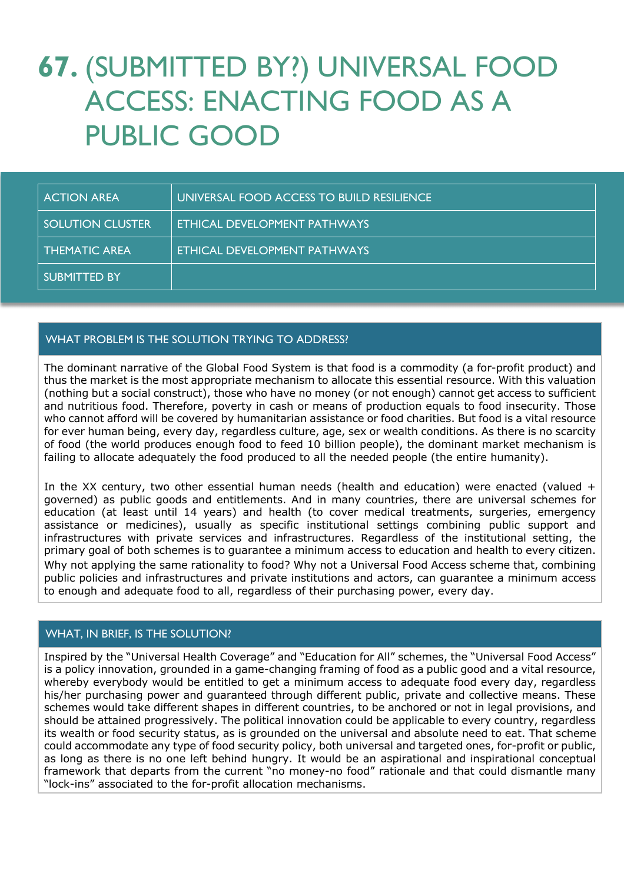# **67.** (SUBMITTED BY?) UNIVERSAL FOOD ACCESS: ENACTING FOOD AS A PUBLIC GOOD

| ACTION AREA | UNIVERSAL FOOD ACCESS TO BUILD RESILIENCE |
| --- | --- |
| SOLUTION CLUSTER | ETHICAL DEVELOPMENT PATHWAYS |
| THEMATIC AREA | ETHICAL DEVELOPMENT PATHWAYS |
| SUBMITTED BY | |

## WHAT PROBLEM IS THE SOLUTION TRYING TO ADDRESS?

The dominant narrative of the Global Food System is that food is a commodity (a for-profit product) and thus the market is the most appropriate mechanism to allocate this essential resource. With this valuation (nothing but a social construct), those who have no money (or not enough) cannot get access to sufficient and nutritious food. Therefore, poverty in cash or means of production equals to food insecurity. Those who cannot afford will be covered by humanitarian assistance or food charities. But food is a vital resource for ever human being, every day, regardless culture, age, sex or wealth conditions. As there is no scarcity of food (the world produces enough food to feed 10 billion people), the dominant market mechanism is failing to allocate adequately the food produced to all the needed people (the entire humanity).

In the XX century, two other essential human needs (health and education) were enacted (valued + governed) as public goods and entitlements. And in many countries, there are universal schemes for education (at least until 14 years) and health (to cover medical treatments, surgeries, emergency assistance or medicines), usually as specific institutional settings combining public support and infrastructures with private services and infrastructures. Regardless of the institutional setting, the primary goal of both schemes is to guarantee a minimum access to education and health to every citizen. Why not applying the same rationality to food? Why not a Universal Food Access scheme that, combining public policies and infrastructures and private institutions and actors, can guarantee a minimum access to enough and adequate food to all, regardless of their purchasing power, every day.

## WHAT, IN BRIEF, IS THE SOLUTION?

Inspired by the "Universal Health Coverage" and "Education for All" schemes, the "Universal Food Access" is a policy innovation, grounded in a game-changing framing of food as a public good and a vital resource, whereby everybody would be entitled to get a minimum access to adequate food every day, regardless his/her purchasing power and guaranteed through different public, private and collective means. These schemes would take different shapes in different countries, to be anchored or not in legal provisions, and should be attained progressively. The political innovation could be applicable to every country, regardless its wealth or food security status, as is grounded on the universal and absolute need to eat. That scheme could accommodate any type of food security policy, both universal and targeted ones, for-profit or public, as long as there is no one left behind hungry. It would be an aspirational and inspirational conceptual framework that departs from the current "no money-no food" rationale and that could dismantle many "lock-ins" associated to the for-profit allocation mechanisms.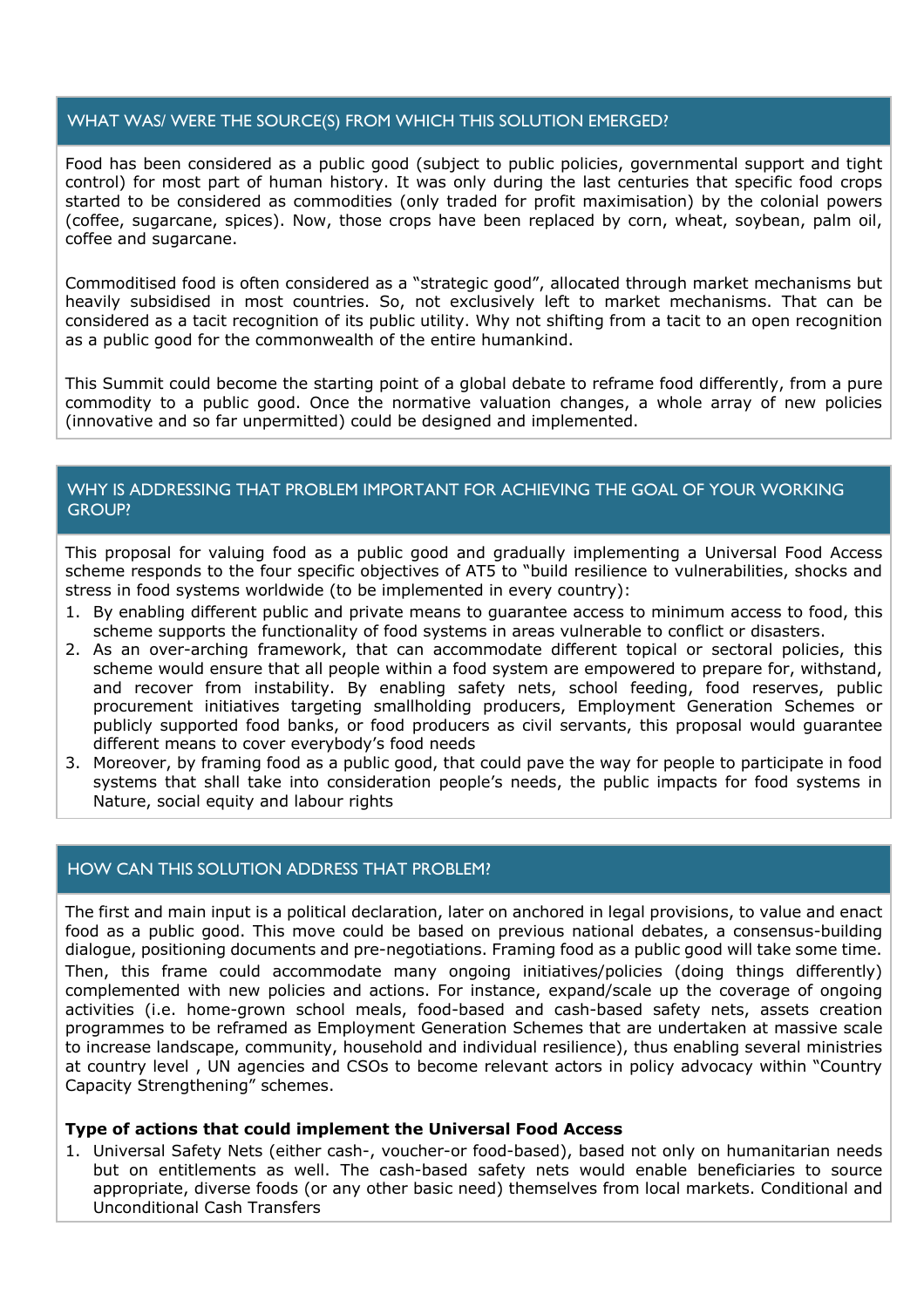## WHAT WAS/ WERE THE SOURCE(S) FROM WHICH THIS SOLUTION EMERGED?

Food has been considered as a public good (subject to public policies, governmental support and tight control) for most part of human history. It was only during the last centuries that specific food crops started to be considered as commodities (only traded for profit maximisation) by the colonial powers (coffee, sugarcane, spices). Now, those crops have been replaced by corn, wheat, soybean, palm oil, coffee and sugarcane.

Commoditised food is often considered as a "strategic good", allocated through market mechanisms but heavily subsidised in most countries. So, not exclusively left to market mechanisms. That can be considered as a tacit recognition of its public utility. Why not shifting from a tacit to an open recognition as a public good for the commonwealth of the entire humankind.

This Summit could become the starting point of a global debate to reframe food differently, from a pure commodity to a public good. Once the normative valuation changes, a whole array of new policies (innovative and so far unpermitted) could be designed and implemented.

## WHY IS ADDRESSING THAT PROBLEM IMPORTANT FOR ACHIEVING THE GOAL OF YOUR WORKING GROUP?

This proposal for valuing food as a public good and gradually implementing a Universal Food Access scheme responds to the four specific objectives of AT5 to "build resilience to vulnerabilities, shocks and stress in food systems worldwide (to be implemented in every country):

1. By enabling different public and private means to guarantee access to minimum access to food, this scheme supports the functionality of food systems in areas vulnerable to conflict or disasters.
2. As an over-arching framework, that can accommodate different topical or sectoral policies, this scheme would ensure that all people within a food system are empowered to prepare for, withstand, and recover from instability. By enabling safety nets, school feeding, food reserves, public procurement initiatives targeting smallholding producers, Employment Generation Schemes or publicly supported food banks, or food producers as civil servants, this proposal would guarantee different means to cover everybody's food needs
3. Moreover, by framing food as a public good, that could pave the way for people to participate in food systems that shall take into consideration people's needs, the public impacts for food systems in Nature, social equity and labour rights

## HOW CAN THIS SOLUTION ADDRESS THAT PROBLEM?

The first and main input is a political declaration, later on anchored in legal provisions, to value and enact food as a public good. This move could be based on previous national debates, a consensus-building dialogue, positioning documents and pre-negotiations. Framing food as a public good will take some time. Then, this frame could accommodate many ongoing initiatives/policies (doing things differently) complemented with new policies and actions. For instance, expand/scale up the coverage of ongoing activities (i.e. home-grown school meals, food-based and cash-based safety nets, assets creation programmes to be reframed as Employment Generation Schemes that are undertaken at massive scale to increase landscape, community, household and individual resilience), thus enabling several ministries at country level , UN agencies and CSOs to become relevant actors in policy advocacy within "Country Capacity Strengthening" schemes.

**Type of actions that could implement the Universal Food Access**

1. Universal Safety Nets (either cash-, voucher-or food-based), based not only on humanitarian needs but on entitlements as well. The cash-based safety nets would enable beneficiaries to source appropriate, diverse foods (or any other basic need) themselves from local markets. Conditional and Unconditional Cash Transfers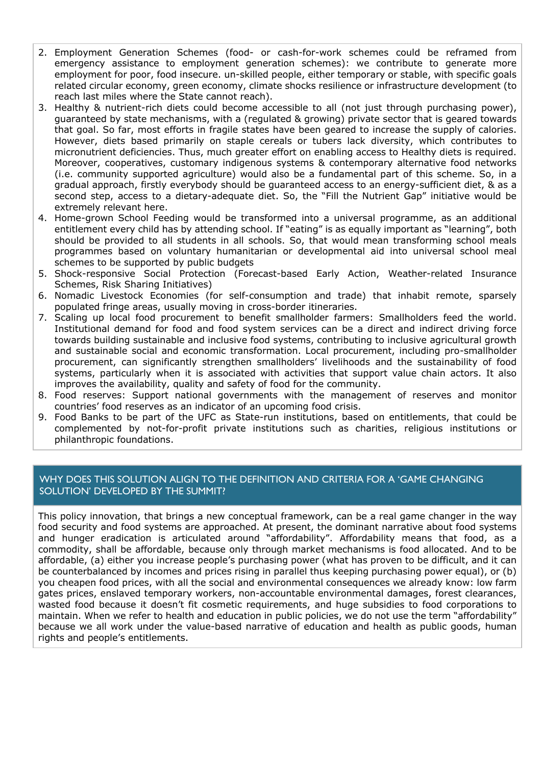2. Employment Generation Schemes (food- or cash-for-work schemes could be reframed from emergency assistance to employment generation schemes): we contribute to generate more employment for poor, food insecure. un-skilled people, either temporary or stable, with specific goals related circular economy, green economy, climate shocks resilience or infrastructure development (to reach last miles where the State cannot reach).
3. Healthy & nutrient-rich diets could become accessible to all (not just through purchasing power), guaranteed by state mechanisms, with a (regulated & growing) private sector that is geared towards that goal. So far, most efforts in fragile states have been geared to increase the supply of calories. However, diets based primarily on staple cereals or tubers lack diversity, which contributes to micronutrient deficiencies. Thus, much greater effort on enabling access to Healthy diets is required. Moreover, cooperatives, customary indigenous systems & contemporary alternative food networks (i.e. community supported agriculture) would also be a fundamental part of this scheme. So, in a gradual approach, firstly everybody should be guaranteed access to an energy-sufficient diet, & as a second step, access to a dietary-adequate diet. So, the "Fill the Nutrient Gap" initiative would be extremely relevant here.
4. Home-grown School Feeding would be transformed into a universal programme, as an additional entitlement every child has by attending school. If "eating" is as equally important as "learning", both should be provided to all students in all schools. So, that would mean transforming school meals programmes based on voluntary humanitarian or developmental aid into universal school meal schemes to be supported by public budgets
5. Shock-responsive Social Protection (Forecast-based Early Action, Weather-related Insurance Schemes, Risk Sharing Initiatives)
6. Nomadic Livestock Economies (for self-consumption and trade) that inhabit remote, sparsely populated fringe areas, usually moving in cross-border itineraries.
7. Scaling up local food procurement to benefit smallholder farmers: Smallholders feed the world. Institutional demand for food and food system services can be a direct and indirect driving force towards building sustainable and inclusive food systems, contributing to inclusive agricultural growth and sustainable social and economic transformation. Local procurement, including pro-smallholder procurement, can significantly strengthen smallholders' livelihoods and the sustainability of food systems, particularly when it is associated with activities that support value chain actors. It also improves the availability, quality and safety of food for the community.
8. Food reserves: Support national governments with the management of reserves and monitor countries' food reserves as an indicator of an upcoming food crisis.
9. Food Banks to be part of the UFC as State-run institutions, based on entitlements, that could be complemented by not-for-profit private institutions such as charities, religious institutions or philanthropic foundations.

## WHY DOES THIS SOLUTION ALIGN TO THE DEFINITION AND CRITERIA FOR A 'GAME CHANGING SOLUTION' DEVELOPED BY THE SUMMIT?

This policy innovation, that brings a new conceptual framework, can be a real game changer in the way food security and food systems are approached. At present, the dominant narrative about food systems and hunger eradication is articulated around "affordability". Affordability means that food, as a commodity, shall be affordable, because only through market mechanisms is food allocated. And to be affordable, (a) either you increase people's purchasing power (what has proven to be difficult, and it can be counterbalanced by incomes and prices rising in parallel thus keeping purchasing power equal), or (b) you cheapen food prices, with all the social and environmental consequences we already know: low farm gates prices, enslaved temporary workers, non-accountable environmental damages, forest clearances, wasted food because it doesn't fit cosmetic requirements, and huge subsidies to food corporations to maintain. When we refer to health and education in public policies, we do not use the term "affordability" because we all work under the value-based narrative of education and health as public goods, human rights and people's entitlements.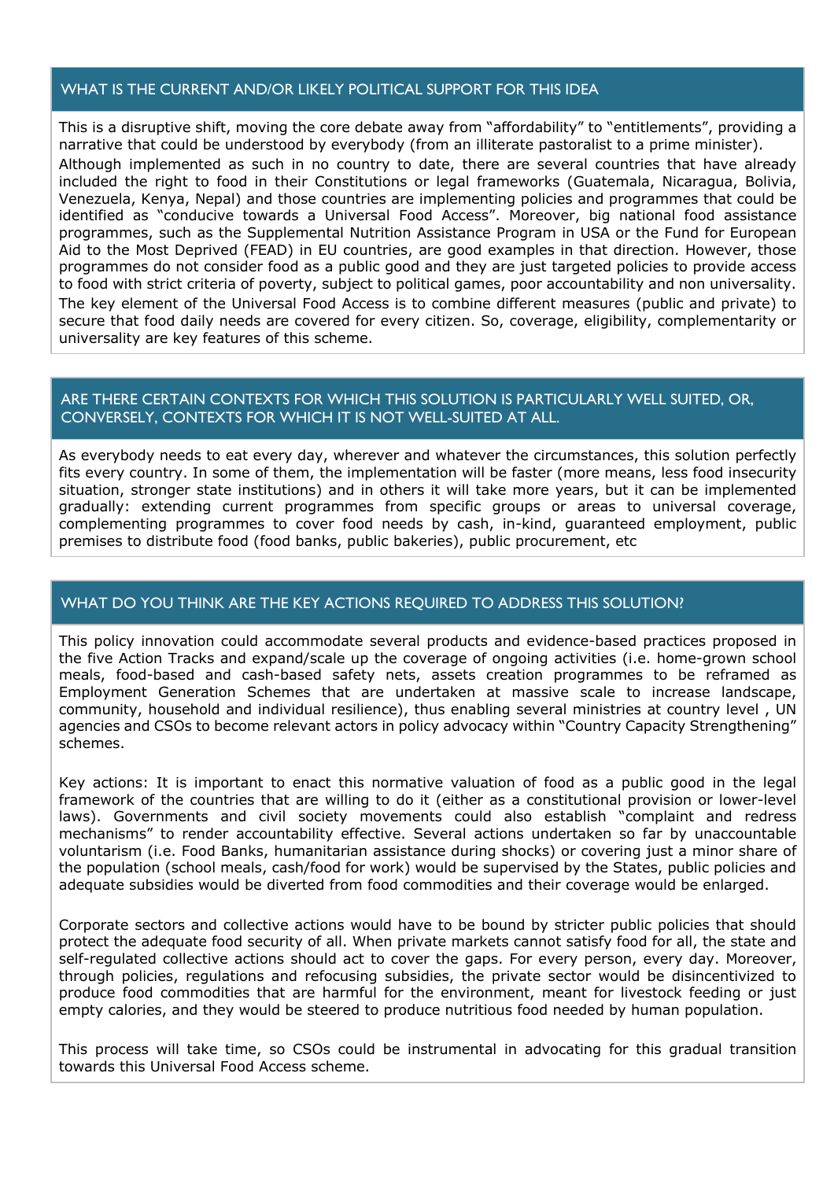## WHAT IS THE CURRENT AND/OR LIKELY POLITICAL SUPPORT FOR THIS IDEA

This is a disruptive shift, moving the core debate away from "affordability" to "entitlements", providing a narrative that could be understood by everybody (from an illiterate pastoralist to a prime minister).

Although implemented as such in no country to date, there are several countries that have already included the right to food in their Constitutions or legal frameworks (Guatemala, Nicaragua, Bolivia, Venezuela, Kenya, Nepal) and those countries are implementing policies and programmes that could be identified as "conducive towards a Universal Food Access". Moreover, big national food assistance programmes, such as the Supplemental Nutrition Assistance Program in USA or the Fund for European Aid to the Most Deprived (FEAD) in EU countries, are good examples in that direction. However, those programmes do not consider food as a public good and they are just targeted policies to provide access to food with strict criteria of poverty, subject to political games, poor accountability and non universality.

The key element of the Universal Food Access is to combine different measures (public and private) to secure that food daily needs are covered for every citizen. So, coverage, eligibility, complementarity or universality are key features of this scheme.

## ARE THERE CERTAIN CONTEXTS FOR WHICH THIS SOLUTION IS PARTICULARLY WELL SUITED, OR, CONVERSELY, CONTEXTS FOR WHICH IT IS NOT WELL-SUITED AT ALL.

As everybody needs to eat every day, wherever and whatever the circumstances, this solution perfectly fits every country. In some of them, the implementation will be faster (more means, less food insecurity situation, stronger state institutions) and in others it will take more years, but it can be implemented gradually: extending current programmes from specific groups or areas to universal coverage, complementing programmes to cover food needs by cash, in-kind, guaranteed employment, public premises to distribute food (food banks, public bakeries), public procurement, etc

## WHAT DO YOU THINK ARE THE KEY ACTIONS REQUIRED TO ADDRESS THIS SOLUTION?

This policy innovation could accommodate several products and evidence-based practices proposed in the five Action Tracks and expand/scale up the coverage of ongoing activities (i.e. home-grown school meals, food-based and cash-based safety nets, assets creation programmes to be reframed as Employment Generation Schemes that are undertaken at massive scale to increase landscape, community, household and individual resilience), thus enabling several ministries at country level , UN agencies and CSOs to become relevant actors in policy advocacy within "Country Capacity Strengthening" schemes.

Key actions: It is important to enact this normative valuation of food as a public good in the legal framework of the countries that are willing to do it (either as a constitutional provision or lower-level laws). Governments and civil society movements could also establish "complaint and redress mechanisms" to render accountability effective. Several actions undertaken so far by unaccountable voluntarism (i.e. Food Banks, humanitarian assistance during shocks) or covering just a minor share of the population (school meals, cash/food for work) would be supervised by the States, public policies and adequate subsidies would be diverted from food commodities and their coverage would be enlarged.

Corporate sectors and collective actions would have to be bound by stricter public policies that should protect the adequate food security of all. When private markets cannot satisfy food for all, the state and self-regulated collective actions should act to cover the gaps. For every person, every day. Moreover, through policies, regulations and refocusing subsidies, the private sector would be disincentivized to produce food commodities that are harmful for the environment, meant for livestock feeding or just empty calories, and they would be steered to produce nutritious food needed by human population.

This process will take time, so CSOs could be instrumental in advocating for this gradual transition towards this Universal Food Access scheme.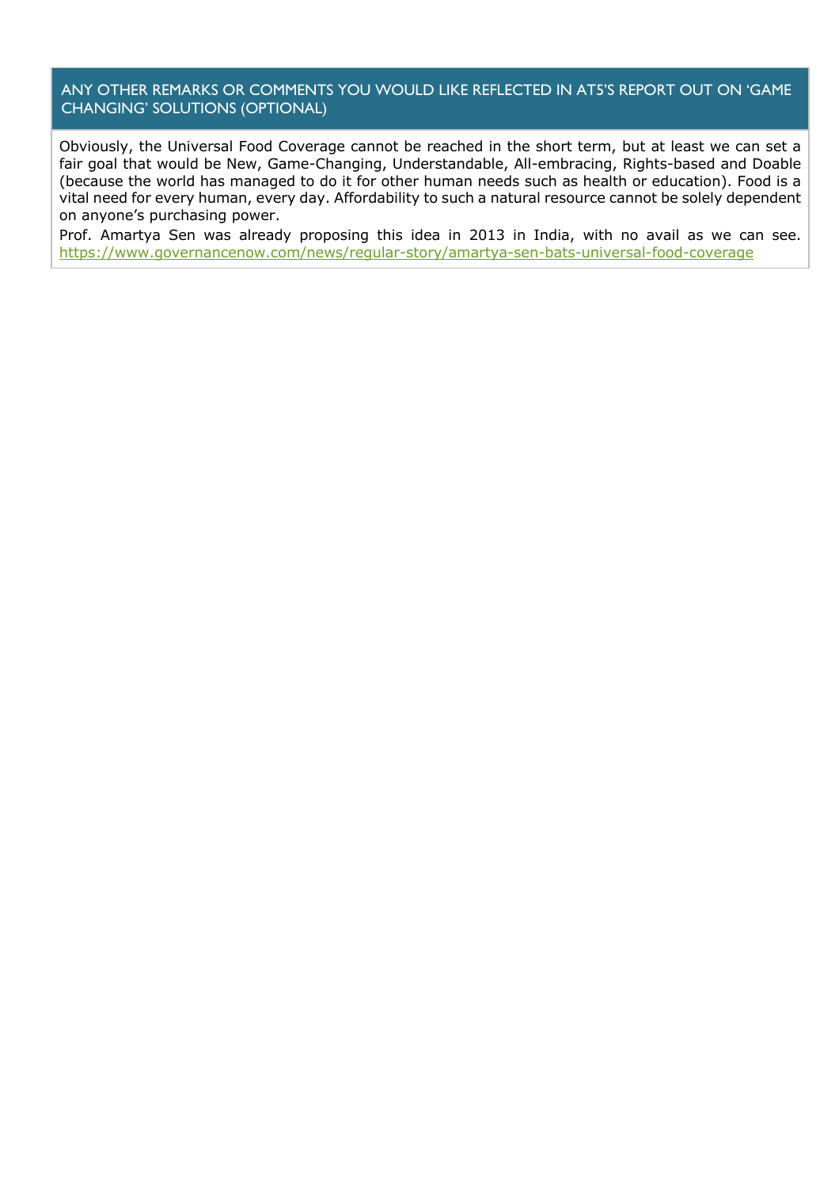## ANY OTHER REMARKS OR COMMENTS YOU WOULD LIKE REFLECTED IN AT5'S REPORT OUT ON 'GAME CHANGING' SOLUTIONS (OPTIONAL)

Obviously, the Universal Food Coverage cannot be reached in the short term, but at least we can set a fair goal that would be New, Game-Changing, Understandable, All-embracing, Rights-based and Doable (because the world has managed to do it for other human needs such as health or education). Food is a vital need for every human, every day. Affordability to such a natural resource cannot be solely dependent on anyone's purchasing power.

Prof. Amartya Sen was already proposing this idea in 2013 in India, with no avail as we can see. https://www.governancenow.com/news/regular-story/amartya-sen-bats-universal-food-coverage